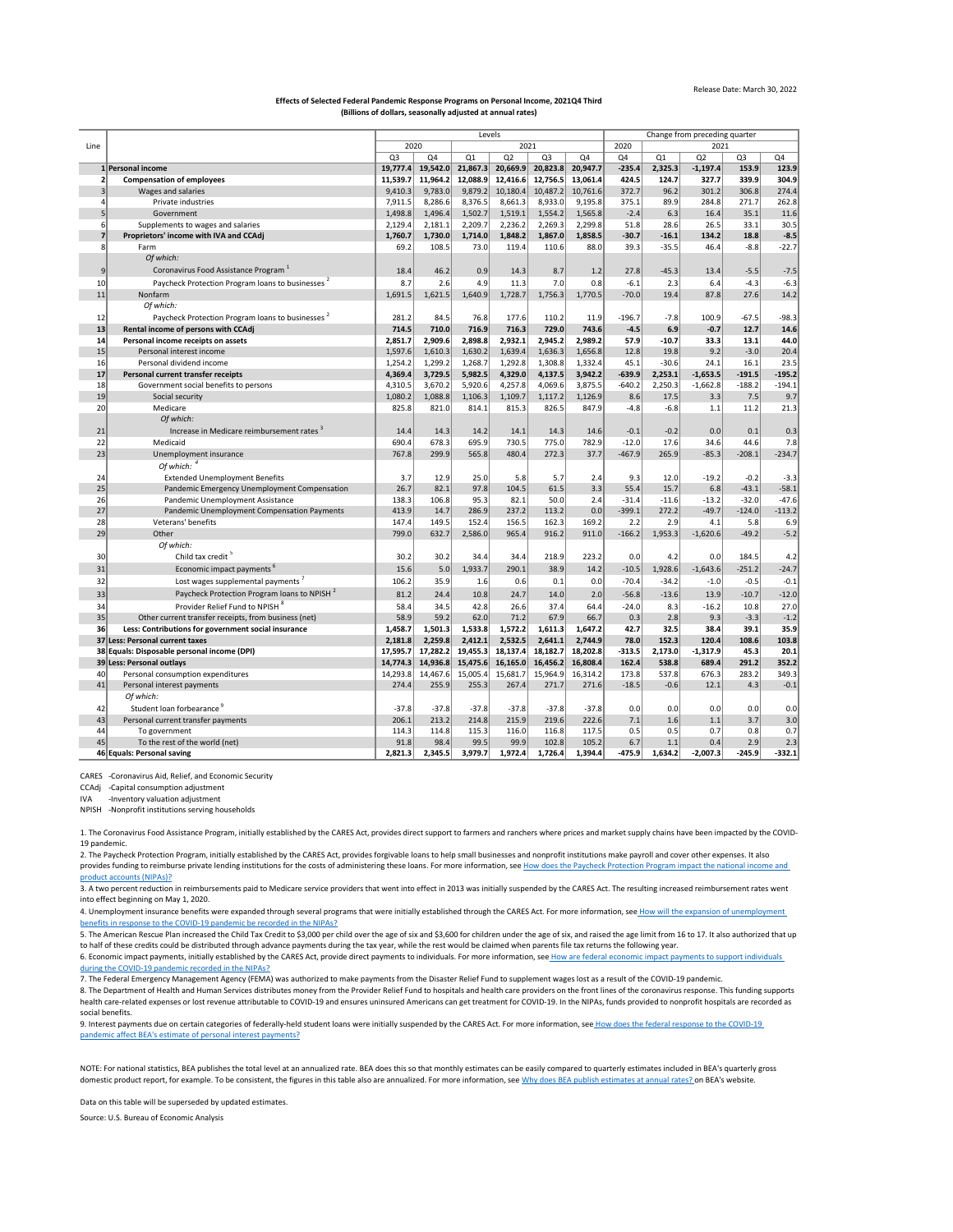Release Date: March 30, 2022

**Effects of Selected Federal Pandemic Response Programs on Personal Income, 2021Q4 Third**
**(Billions of dollars, seasonally adjusted at annual rates)**

| Line | | Levels | | | | | | Change from preceding quarter | | | | |
|---|---|---|---|---|---|---|---|---|---|---|---|---|
| | | 2020 | | 2021 | | | | 2020 | 2021 | | | |
| | | Q3 | Q4 | Q1 | Q2 | Q3 | Q4 | Q4 | Q1 | Q2 | Q3 | Q4 |
| 1 | **Personal income** | **19,777.4** | **19,542.0** | **21,867.3** | **20,669.9** | **20,823.8** | **20,947.7** | **-235.4** | **2,325.3** | **-1,197.4** | **153.9** | **123.9** |
| 2 | **Compensation of employees** | **11,539.7** | **11,964.2** | **12,088.9** | **12,416.6** | **12,756.5** | **13,061.4** | **424.5** | **124.7** | **327.7** | **339.9** | **304.9** |
| 3 | Wages and salaries | 9,410.3 | 9,783.0 | 9,879.2 | 10,180.4 | 10,487.2 | 10,761.6 | 372.7 | 96.2 | 301.2 | 306.8 | 274.4 |
| 4 | Private industries | 7,911.5 | 8,286.6 | 8,376.5 | 8,661.3 | 8,933.0 | 9,195.8 | 375.1 | 89.9 | 284.8 | 271.7 | 262.8 |
| 5 | Government | 1,498.8 | 1,496.4 | 1,502.7 | 1,519.1 | 1,554.2 | 1,565.8 | -2.4 | 6.3 | 16.4 | 35.1 | 11.6 |
| 6 | Supplements to wages and salaries | 2,129.4 | 2,181.1 | 2,209.7 | 2,236.2 | 2,269.3 | 2,299.8 | 51.8 | 28.6 | 26.5 | 33.1 | 30.5 |
| 7 | **Proprietors' income with IVA and CCAdj** | **1,760.7** | **1,730.0** | **1,714.0** | **1,848.2** | **1,867.0** | **1,858.5** | **-30.7** | **-16.1** | **134.2** | **18.8** | **-8.5** |
| 8 | Farm | 69.2 | 108.5 | 73.0 | 119.4 | 110.6 | 88.0 | 39.3 | -35.5 | 46.4 | -8.8 | -22.7 |
| | *Of which:* | | | | | | | | | | | |
| 9 | Coronavirus Food Assistance Program [1] | 18.4 | 46.2 | 0.9 | 14.3 | 8.7 | 1.2 | 27.8 | -45.3 | 13.4 | -5.5 | -7.5 |
| 10 | Paycheck Protection Program loans to businesses [2] | 8.7 | 2.6 | 4.9 | 11.3 | 7.0 | 0.8 | -6.1 | 2.3 | 6.4 | -4.3 | -6.3 |
| 11 | Nonfarm | 1,691.5 | 1,621.5 | 1,640.9 | 1,728.7 | 1,756.3 | 1,770.5 | -70.0 | 19.4 | 87.8 | 27.6 | 14.2 |
| | *Of which:* | | | | | | | | | | | |
| 12 | Paycheck Protection Program loans to businesses [2] | 281.2 | 84.5 | 76.8 | 177.6 | 110.2 | 11.9 | -196.7 | -7.8 | 100.9 | -67.5 | -98.3 |
| 13 | **Rental income of persons with CCAdj** | **714.5** | **710.0** | **716.9** | **716.3** | **729.0** | **743.6** | **-4.5** | **6.9** | **-0.7** | **12.7** | **14.6** |
| 14 | **Personal income receipts on assets** | **2,851.7** | **2,909.6** | **2,898.8** | **2,932.1** | **2,945.2** | **2,989.2** | **57.9** | **-10.7** | **33.3** | **13.1** | **44.0** |
| 15 | Personal interest income | 1,597.6 | 1,610.3 | 1,630.2 | 1,639.4 | 1,636.3 | 1,656.8 | 12.8 | 19.8 | 9.2 | -3.0 | 20.4 |
| 16 | Personal dividend income | 1,254.2 | 1,299.2 | 1,268.7 | 1,292.8 | 1,308.8 | 1,332.4 | 45.1 | -30.6 | 24.1 | 16.1 | 23.5 |
| 17 | **Personal current transfer receipts** | **4,369.4** | **3,729.5** | **5,982.5** | **4,329.0** | **4,137.5** | **3,942.2** | **-639.9** | **2,253.1** | **-1,653.5** | **-191.5** | **-195.2** |
| 18 | Government social benefits to persons | 4,310.5 | 3,670.2 | 5,920.6 | 4,257.8 | 4,069.6 | 3,875.5 | -640.2 | 2,250.3 | -1,662.8 | -188.2 | -194.1 |
| 19 | Social security | 1,080.2 | 1,088.8 | 1,106.3 | 1,109.7 | 1,117.2 | 1,126.9 | 8.6 | 17.5 | 3.3 | 7.5 | 9.7 |
| 20 | Medicare | 825.8 | 821.0 | 814.1 | 815.3 | 826.5 | 847.9 | -4.8 | -6.8 | 1.1 | 11.2 | 21.3 |
| | *Of which:* | | | | | | | | | | | |
| 21 | Increase in Medicare reimbursement rates [3] | 14.4 | 14.3 | 14.2 | 14.1 | 14.3 | 14.6 | -0.1 | -0.2 | 0.0 | 0.1 | 0.3 |
| 22 | Medicaid | 690.4 | 678.3 | 695.9 | 730.5 | 775.0 | 782.9 | -12.0 | 17.6 | 34.6 | 44.6 | 7.8 |
| 23 | Unemployment insurance | 767.8 | 299.9 | 565.8 | 480.4 | 272.3 | 37.7 | -467.9 | 265.9 | -85.3 | -208.1 | -234.7 |
| | *Of which:* [4] | | | | | | | | | | | |
| 24 | Extended Unemployment Benefits | 3.7 | 12.9 | 25.0 | 5.8 | 5.7 | 2.4 | 9.3 | 12.0 | -19.2 | -0.2 | -3.3 |
| 25 | Pandemic Emergency Unemployment Compensation | 26.7 | 82.1 | 97.8 | 104.5 | 61.5 | 3.3 | 55.4 | 15.7 | 6.8 | -43.1 | -58.1 |
| 26 | Pandemic Unemployment Assistance | 138.3 | 106.8 | 95.3 | 82.1 | 50.0 | 2.4 | -31.4 | -11.6 | -13.2 | -32.0 | -47.6 |
| 27 | Pandemic Unemployment Compensation Payments | 413.9 | 14.7 | 286.9 | 237.2 | 113.2 | 0.0 | -399.1 | 272.2 | -49.7 | -124.0 | -113.2 |
| 28 | Veterans' benefits | 147.4 | 149.5 | 152.4 | 156.5 | 162.3 | 169.2 | 2.2 | 2.9 | 4.1 | 5.8 | 6.9 |
| 29 | Other | 799.0 | 632.7 | 2,586.0 | 965.4 | 916.2 | 911.0 | -166.2 | 1,953.3 | -1,620.6 | -49.2 | -5.2 |
| | *Of which:* | | | | | | | | | | | |
| 30 | Child tax credit [5] | 30.2 | 30.2 | 34.4 | 34.4 | 218.9 | 223.2 | 0.0 | 4.2 | 0.0 | 184.5 | 4.2 |
| 31 | Economic impact payments [6] | 15.6 | 5.0 | 1,933.7 | 290.1 | 38.9 | 14.2 | -10.5 | 1,928.6 | -1,643.6 | -251.2 | -24.7 |
| 32 | Lost wages supplemental payments [7] | 106.2 | 35.9 | 1.6 | 0.6 | 0.1 | 0.0 | -70.4 | -34.2 | -1.0 | -0.5 | -0.1 |
| 33 | Paycheck Protection Program loans to NPISH [2] | 81.2 | 24.4 | 10.8 | 24.7 | 14.0 | 2.0 | -56.8 | -13.6 | 13.9 | -10.7 | -12.0 |
| 34 | Provider Relief Fund to NPISH [8] | 58.4 | 34.5 | 42.8 | 26.6 | 37.4 | 64.4 | -24.0 | 8.3 | -16.2 | 10.8 | 27.0 |
| 35 | Other current transfer receipts, from business (net) | 58.9 | 59.2 | 62.0 | 71.2 | 67.9 | 66.7 | 0.3 | 2.8 | 9.3 | -3.3 | -1.2 |
| 36 | **Less: Contributions for government social insurance** | **1,458.7** | **1,501.3** | **1,533.8** | **1,572.2** | **1,611.3** | **1,647.2** | **42.7** | **32.5** | **38.4** | **39.1** | **35.9** |
| 37 | **Less: Personal current taxes** | **2,181.8** | **2,259.8** | **2,412.1** | **2,532.5** | **2,641.1** | **2,744.9** | **78.0** | **152.3** | **120.4** | **108.6** | **103.8** |
| 38 | **Equals: Disposable personal income (DPI)** | **17,595.7** | **17,282.2** | **19,455.3** | **18,137.4** | **18,182.7** | **18,202.8** | **-313.5** | **2,173.0** | **-1,317.9** | **45.3** | **20.1** |
| 39 | **Less: Personal outlays** | **14,774.3** | **14,936.8** | **15,475.6** | **16,165.0** | **16,456.2** | **16,808.4** | **162.4** | **538.8** | **689.4** | **291.2** | **352.2** |
| 40 | Personal consumption expenditures | 14,293.8 | 14,467.6 | 15,005.4 | 15,681.7 | 15,964.9 | 16,314.2 | 173.8 | 537.8 | 676.3 | 283.2 | 349.3 |
| 41 | Personal interest payments | 274.4 | 255.9 | 255.3 | 267.4 | 271.7 | 271.6 | -18.5 | -0.6 | 12.1 | 4.3 | -0.1 |
| | *Of which:* | | | | | | | | | | | |
| 42 | Student loan forbearance [9] | -37.8 | -37.8 | -37.8 | -37.8 | -37.8 | -37.8 | 0.0 | 0.0 | 0.0 | 0.0 | 0.0 |
| 43 | Personal current transfer payments | 206.1 | 213.2 | 214.8 | 215.9 | 219.6 | 222.6 | 7.1 | 1.6 | 1.1 | 3.7 | 3.0 |
| 44 | To government | 114.3 | 114.8 | 115.3 | 116.0 | 116.8 | 117.5 | 0.5 | 0.5 | 0.7 | 0.8 | 0.7 |
| 45 | To the rest of the world (net) | 91.8 | 98.4 | 99.5 | 99.9 | 102.8 | 105.2 | 6.7 | 1.1 | 0.4 | 2.9 | 2.3 |
| 46 | **Equals: Personal saving** | **2,821.3** | **2,345.5** | **3,979.7** | **1,972.4** | **1,726.4** | **1,394.4** | **-475.9** | **1,634.2** | **-2,007.3** | **-245.9** | **-332.1** |

CARES -Coronavirus Aid, Relief, and Economic Security
CCAdj -Capital consumption adjustment
IVA -Inventory valuation adjustment
NPISH -Nonprofit institutions serving households

1. The Coronavirus Food Assistance Program, initially established by the CARES Act, provides direct support to farmers and ranchers where prices and market supply chains have been impacted by the COVID-19 pandemic.
2. The Paycheck Protection Program, initially established by the CARES Act, provides forgivable loans to help small businesses and nonprofit institutions make payroll and cover other expenses. It also provides funding to reimburse private lending institutions for the costs of administering these loans. For more information, see How does the Paycheck Protection Program impact the national income and product accounts (NIPAs)?
3. A two percent reduction in reimbursements paid to Medicare service providers that went into effect in 2013 was initially suspended by the CARES Act. The resulting increased reimbursement rates went into effect beginning on May 1, 2020.
4. Unemployment insurance benefits were expanded through several programs that were initially established through the CARES Act. For more information, see How will the expansion of unemployment benefits in response to the COVID-19 pandemic be recorded in the NIPAs?
5. The American Rescue Plan increased the Child Tax Credit to $3,000 per child over the age of six and $3,600 for children under the age of six, and raised the age limit from 16 to 17. It also authorized that up to half of these credits could be distributed through advance payments during the tax year, while the rest would be claimed when parents file tax returns the following year.
6. Economic impact payments, initially established by the CARES Act, provide direct payments to individuals. For more information, see How are federal economic impact payments to support individuals during the COVID-19 pandemic recorded in the NIPAs?
7. The Federal Emergency Management Agency (FEMA) was authorized to make payments from the Disaster Relief Fund to supplement wages lost as a result of the COVID-19 pandemic.
8. The Department of Health and Human Services distributes money from the Provider Relief Fund to hospitals and health care providers on the front lines of the coronavirus response. This funding supports health care-related expenses or lost revenue attributable to COVID-19 and ensures uninsured Americans can get treatment for COVID-19. In the NIPAs, funds provided to nonprofit hospitals are recorded as social benefits.
9. Interest payments due on certain categories of federally-held student loans were initially suspended by the CARES Act. For more information, see How does the federal response to the COVID-19 pandemic affect BEA's estimate of personal interest payments?

NOTE: For national statistics, BEA publishes the total level at an annualized rate. BEA does this so that monthly estimates can be easily compared to quarterly estimates included in BEA's quarterly gross domestic product report, for example. To be consistent, the figures in this table also are annualized. For more information, see Why does BEA publish estimates at annual rates? on BEA's website.

Data on this table will be superseded by updated estimates.

Source: U.S. Bureau of Economic Analysis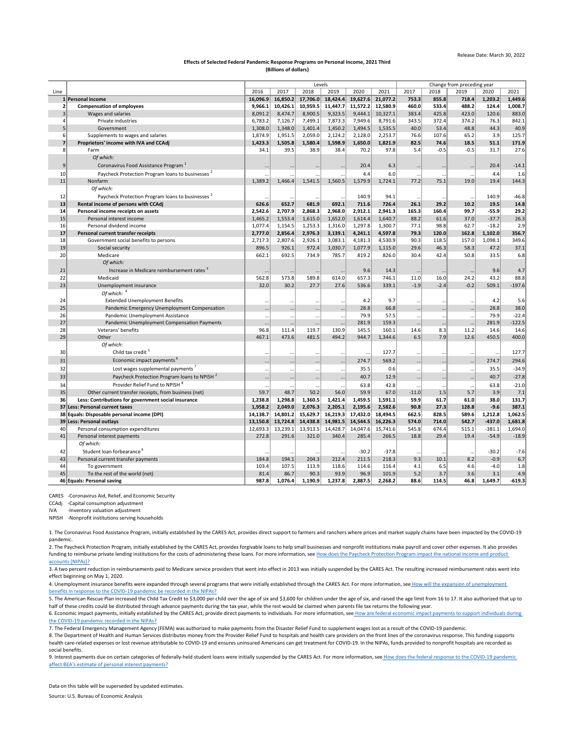Release Date: March 30, 2022

**Effects of Selected Federal Pandemic Response Programs on Personal Income, 2021 Third**
**(Billions of dollars)**

| Line | | Levels | | | | | | Change from preceding year | | | | |
|---|---|---|---|---|---|---|---|---|---|---|---|---|
| | | 2016 | 2017 | 2018 | 2019 | 2020 | 2021 | 2017 | 2018 | 2019 | 2020 | 2021 |
| 1 | **Personal income** | **16,096.9** | **16,850.2** | **17,706.0** | **18,424.4** | **19,627.6** | **21,077.2** | **753.3** | **855.8** | **718.4** | **1,203.2** | **1,449.6** |
| 2 | **Compensation of employees** | **9,966.1** | **10,426.1** | **10,959.5** | **11,447.7** | **11,572.2** | **12,580.9** | **460.0** | **533.4** | **488.2** | **124.4** | **1,008.7** |
| 3 | Wages and salaries | 8,091.2 | 8,474.7 | 8,900.5 | 9,323.5 | 9,444.1 | 10,327.1 | 383.4 | 425.8 | 423.0 | 120.6 | 883.0 |
| 4 | Private industries | 6,783.2 | 7,126.7 | 7,499.1 | 7,873.3 | 7,949.6 | 8,791.6 | 343.5 | 372.4 | 374.2 | 76.3 | 842.1 |
| 5 | Government | 1,308.0 | 1,348.0 | 1,401.4 | 1,450.2 | 1,494.5 | 1,535.5 | 40.0 | 53.4 | 48.8 | 44.3 | 40.9 |
| 6 | Supplements to wages and salaries | 1,874.9 | 1,951.5 | 2,059.0 | 2,124.2 | 2,128.0 | 2,253.7 | 76.6 | 107.6 | 65.2 | 3.9 | 125.7 |
| 7 | **Proprietors' income with IVA and CCAdj** | **1,423.3** | **1,505.8** | **1,580.4** | **1,598.9** | **1,650.0** | **1,821.9** | **82.5** | **74.6** | **18.5** | **51.1** | **171.9** |
| 8 | Farm | 34.1 | 39.5 | 38.9 | 38.4 | 70.2 | 97.8 | 5.4 | -0.5 | -0.5 | 31.7 | 27.6 |
| | *Of which:* | | | | | | | | | | | |
| 9 | Coronavirus Food Assistance Program [1] | ... | ... | ... | ... | 20.4 | 6.3 | ... | ... | ... | 20.4 | -14.1 |
| 10 | Paycheck Protection Program loans to businesses [2] | ... | ... | ... | ... | 4.4 | 6.0 | ... | ... | ... | 4.4 | 1.6 |
| 11 | Nonfarm | 1,389.2 | 1,466.4 | 1,541.5 | 1,560.5 | 1,579.9 | 1,724.1 | 77.2 | 75.1 | 19.0 | 19.4 | 144.3 |
| | *Of which:* | | | | | | | | | | | |
| 12 | Paycheck Protection Program loans to businesses [2] | ... | ... | ... | ... | 140.9 | 94.1 | ... | ... | ... | 140.9 | -46.8 |
| 13 | **Rental income of persons with CCAdj** | **626.6** | **652.7** | **681.9** | **692.1** | **711.6** | **726.4** | **26.1** | **29.2** | **10.2** | **19.5** | **14.8** |
| 14 | **Personal income receipts on assets** | **2,542.6** | **2,707.9** | **2,868.3** | **2,968.0** | **2,912.1** | **2,941.3** | **165.3** | **160.4** | **99.7** | **-55.9** | **29.2** |
| 15 | Personal interest income | 1,465.2 | 1,553.4 | 1,615.0 | 1,652.0 | 1,614.4 | 1,640.7 | 88.2 | 61.6 | 37.0 | -37.7 | 26.3 |
| 16 | Personal dividend income | 1,077.4 | 1,154.5 | 1,253.3 | 1,316.0 | 1,297.8 | 1,300.7 | 77.1 | 98.8 | 62.7 | -18.2 | 2.9 |
| 17 | **Personal current transfer receipts** | **2,777.0** | **2,856.4** | **2,976.3** | **3,139.1** | **4,241.1** | **4,597.8** | **79.3** | **120.0** | **162.8** | **1,102.0** | **356.7** |
| 18 | Government social benefits to persons | 2,717.3 | 2,807.6 | 2,926.1 | 3,083.1 | 4,181.3 | 4,530.9 | 90.3 | 118.5 | 157.0 | 1,098.1 | 349.6 |
| 19 | Social security | 896.5 | 926.1 | 972.4 | 1,030.7 | 1,077.9 | 1,115.0 | 29.6 | 46.3 | 58.3 | 47.2 | 37.1 |
| 20 | Medicare | 662.1 | 692.5 | 734.9 | 785.7 | 819.2 | 826.0 | 30.4 | 42.4 | 50.8 | 33.5 | 6.8 |
| | *Of which:* | | | | | | | | | | | |
| 21 | Increase in Medicare reimbursement rates [3] | ... | ... | ... | ... | 9.6 | 14.3 | ... | ... | ... | 9.6 | 4.7 |
| 22 | Medicaid | 562.8 | 573.8 | 589.8 | 614.0 | 657.3 | 746.1 | 11.0 | 16.0 | 24.2 | 43.2 | 88.8 |
| 23 | Unemployment insurance | 32.0 | 30.2 | 27.7 | 27.6 | 536.6 | 339.1 | -1.9 | -2.4 | -0.2 | 509.1 | -197.6 |
| | *Of which:* [4] | | | | | | | | | | | |
| 24 | Extended Unemployment Benefits | ... | ... | ... | ... | 4.2 | 9.7 | ... | ... | ... | 4.2 | 5.6 |
| 25 | Pandemic Emergency Unemployment Compensation | ... | ... | ... | ... | 28.8 | 66.8 | ... | ... | ... | 28.8 | 38.0 |
| 26 | Pandemic Unemployment Assistance | ... | ... | ... | ... | 79.9 | 57.5 | ... | ... | ... | 79.9 | -22.4 |
| 27 | Pandemic Unemployment Compensation Payments | ... | ... | ... | ... | 281.9 | 159.3 | ... | ... | ... | 281.9 | -122.5 |
| 28 | Veterans' benefits | 96.8 | 111.4 | 119.7 | 130.9 | 145.5 | 160.1 | 14.6 | 8.3 | 11.2 | 14.6 | 14.6 |
| 29 | Other | 467.1 | 473.6 | 481.5 | 494.2 | 944.7 | 1,344.6 | 6.5 | 7.9 | 12.6 | 450.5 | 400.0 |
| | *Of which:* | | | | | | | | | | | |
| 30 | Child tax credit [5] | ... | ... | ... | ... | ... | 127.7 | ... | ... | ... | ... | 127.7 |
| 31 | Economic impact payments [6] | ... | ... | ... | ... | 274.7 | 569.2 | ... | ... | ... | 274.7 | 294.6 |
| 32 | Lost wages supplemental payments [7] | ... | ... | ... | ... | 35.5 | 0.6 | ... | ... | ... | 35.5 | -34.9 |
| 33 | Paycheck Protection Program loans to NPISH [2] | ... | ... | ... | ... | 40.7 | 12.9 | ... | ... | ... | 40.7 | -27.8 |
| 34 | Provider Relief Fund to NPISH [8] | ... | ... | ... | ... | 63.8 | 42.8 | ... | ... | ... | 63.8 | -21.0 |
| 35 | Other current transfer receipts, from business (net) | 59.7 | 48.7 | 50.2 | 56.0 | 59.9 | 67.0 | -11.0 | 1.5 | 5.7 | 3.9 | 7.1 |
| 36 | **Less: Contributions for government social insurance** | **1,238.8** | **1,298.8** | **1,360.5** | **1,421.4** | **1,459.5** | **1,591.1** | **59.9** | **61.7** | **61.0** | **38.0** | **131.7** |
| 37 | **Less: Personal current taxes** | **1,958.2** | **2,049.0** | **2,076.3** | **2,205.1** | **2,195.6** | **2,582.6** | **90.8** | **27.3** | **128.8** | **-9.6** | **387.1** |
| 38 | **Equals: Disposable personal income (DPI)** | **14,138.7** | **14,801.2** | **15,629.7** | **16,219.3** | **17,432.0** | **18,494.5** | **662.5** | **828.5** | **589.6** | **1,212.8** | **1,062.5** |
| 39 | **Less: Personal outlays** | **13,150.8** | **13,724.8** | **14,438.8** | **14,981.5** | **14,544.5** | **16,226.3** | **574.0** | **714.0** | **542.7** | **-437.0** | **1,681.8** |
| 40 | Personal consumption expenditures | 12,693.3 | 13,239.1 | 13,913.5 | 14,428.7 | 14,047.6 | 15,741.6 | 545.8 | 674.4 | 515.1 | -381.1 | 1,694.0 |
| 41 | Personal interest payments | 272.8 | 291.6 | 321.0 | 340.4 | 285.4 | 266.5 | 18.8 | 29.4 | 19.4 | -54.9 | -18.9 |
| | *Of which:* | | | | | | | | | | | |
| 42 | Student loan forbearance [9] | ... | ... | ... | ... | -30.2 | -37.8 | ... | ... | ... | -30.2 | -7.6 |
| 43 | Personal current transfer payments | 184.8 | 194.1 | 204.3 | 212.4 | 211.5 | 218.3 | 9.3 | 10.1 | 8.2 | -0.9 | 6.7 |
| 44 | To government | 103.4 | 107.5 | 113.9 | 118.6 | 114.6 | 116.4 | 4.1 | 6.5 | 4.6 | -4.0 | 1.8 |
| 45 | To the rest of the world (net) | 81.4 | 86.7 | 90.3 | 93.9 | 96.9 | 101.9 | 5.2 | 3.7 | 3.6 | 3.1 | 4.9 |
| 46 | **Equals: Personal saving** | **987.8** | **1,076.4** | **1,190.9** | **1,237.8** | **2,887.5** | **2,268.2** | **88.6** | **114.5** | **46.8** | **1,649.7** | **-619.3** |

CARES -Coronavirus Aid, Relief, and Economic Security

CCAdj -Capital consumption adjustment

IVA -Inventory valuation adjustment

NPISH -Nonprofit institutions serving households

1. The Coronavirus Food Assistance Program, initially established by the CARES Act, provides direct support to farmers and ranchers where prices and market supply chains have been impacted by the COVID-19 pandemic.
2. The Paycheck Protection Program, initially established by the CARES Act, provides forgivable loans to help small businesses and nonprofit institutions make payroll and cover other expenses. It also provides funding to reimburse private lending institutions for the costs of administering these loans. For more information, see How does the Paycheck Protection Program impact the national income and product accounts (NIPAs)?
3. A two percent reduction in reimbursements paid to Medicare service providers that went into effect in 2013 was initially suspended by the CARES Act. The resulting increased reimbursement rates went into effect beginning on May 1, 2020.
4. Unemployment insurance benefits were expanded through several programs that were initially established through the CARES Act. For more information, see How will the expansion of unemployment benefits in response to the COVID-19 pandemic be recorded in the NIPAs?
5. The American Rescue Plan increased the Child Tax Credit to $3,000 per child over the age of six and $3,600 for children under the age of six, and raised the age limit from 16 to 17. It also authorized that up to half of these credits could be distributed through advance payments during the tax year, while the rest would be claimed when parents file tax returns the following year.
6. Economic impact payments, initially established by the CARES Act, provide direct payments to individuals. For more information, see How are federal economic impact payments to support individuals during the COVID-19 pandemic recorded in the NIPAs?
7. The Federal Emergency Management Agency (FEMA) was authorized to make payments from the Disaster Relief Fund to supplement wages lost as a result of the COVID-19 pandemic.
8. The Department of Health and Human Services distributes money from the Provider Relief Fund to hospitals and health care providers on the front lines of the coronavirus response. This funding supports health care-related expenses or lost revenue attributable to COVID-19 and ensures uninsured Americans can get treatment for COVID-19. In the NIPAs, funds provided to nonprofit hospitals are recorded as social benefits.
9. Interest payments due on certain categories of federally-held student loans were initially suspended by the CARES Act. For more information, see How does the federal response to the COVID-19 pandemic affect BEA's estimate of personal interest payments?

Data on this table will be superseded by updated estimates.

Source: U.S. Bureau of Economic Analysis